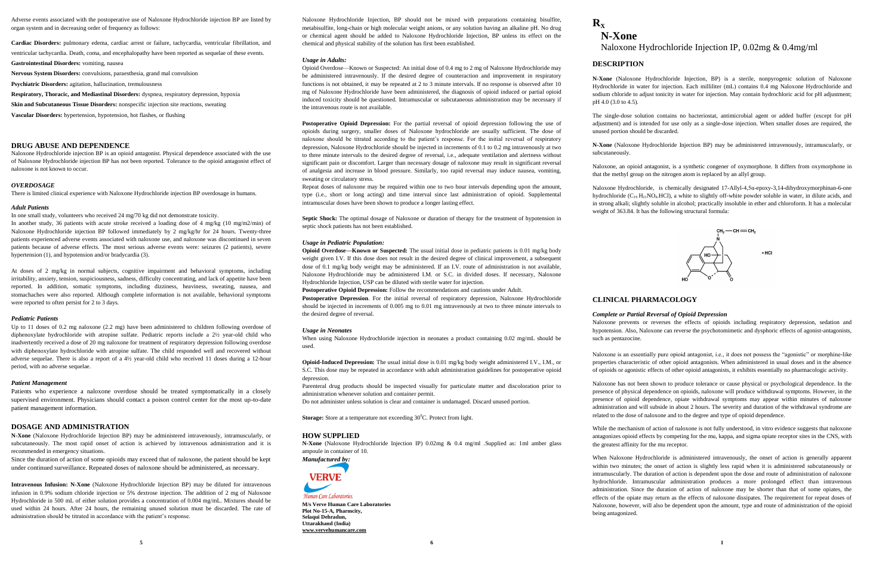Adverse events associated with the postoperative use of Naloxone Hydrochloride injection BP are listed by organ system and in decreasing order of frequency as follows:

**Cardiac Disorders:** pulmonary edema, cardiac arrest or failure, tachycardia, ventricular fibrillation, and ventricular tachycardia. Death, coma, and encephalopathy have been reported as sequelae of these events.

**Gastrointestinal Disorders:** vomiting, nausea

**Nervous System Disorders:** convulsions, paraesthesia, grand mal convulsion

**Psychiatric Disorders:** agitation, hallucination, tremulousness

**Respiratory, Thoracic, and Mediastinal Disorders:** dyspnea, respiratory depression, hypoxia

**Skin and Subcutaneous Tissue Disorders:** nonspecific injection site reactions, sweating

**Vascular Disorders:** hypertension, hypotension, hot flashes, or flushing

## DRUG ABUSE AND DEPENDENCE

Naloxone Hydrochloride injection BP is an opioid antagonist. Physical dependence associated with the use of Naloxone Hydrochloride injection BP has not been reported. Tolerance to the opioid antagonist effect of naloxone is not known to occur.

### *OVERDOSAGE*

There is limited clinical experience with Naloxone Hydrochloride injection BP overdosage in humans.

#### *Adult Patients*

In one small study, volunteers who received 24 mg/70 kg did not demonstrate toxicity.

In another study, 36 patients with acute stroke received a loading dose of 4 mg/kg (10 mg/m2/min) of Naloxone Hydrochloride injection BP followed immediately by 2 mg/kg/hr for 24 hours. Twenty-three patients experienced adverse events associated with naloxone use, and naloxone was discontinued in seven patients because of adverse effects. The most serious adverse events were: seizures (2 patients), severe hypertension (1), and hypotension and/or bradycardia (3).

At doses of 2 mg/kg in normal subjects, cognitive impairment and behavioral symptoms, including irritability, anxiety, tension, suspiciousness, sadness, difficulty concentrating, and lack of appetite have been reported. In addition, somatic symptoms, including dizziness, heaviness, sweating, nausea, and stomachaches were also reported. Although complete information is not available, behavioral symptoms were reported to often persist for 2 to 3 days.

#### *Pediatric Patients*

Up to 11 doses of 0.2 mg naloxone (2.2 mg) have been administered to children following overdose of diphenoxylate hydrochloride with atropine sulfate. Pediatric reports include a 2½ year-old child who inadvertently received a dose of 20 mg naloxone for treatment of respiratory depression following overdose with diphenoxylate hydrochloride with atropine sulfate. The child responded well and recovered without adverse sequelae. There is also a report of a 4½ year-old child who received 11 doses during a 12-hour period, with no adverse sequelae.

#### *Patient Management*

Patients who experience a naloxone overdose should be treated symptomatically in a closely supervised environment. Physicians should contact a poison control center for the most up-to-date patient management information.

## DOSAGE AND ADMINISTRATION

**N-Xone** (Naloxone Hydrochloride Injection BP) may be administered intravenously, intramuscularly, or subcutaneously. The most rapid onset of action is achieved by intravenous administration and it is recommended in emergency situations.

Since the duration of action of some opioids may exceed that of naloxone, the patient should be kept under continued surveillance. Repeated doses of naloxone should be administered, as necessary.

**Intravenous Infusion: N-Xone** (Naloxone Hydrochloride Injection BP) may be diluted for intravenous infusion in 0.9% sodium chloride injection or 5% dextrose injection. The addition of 2 mg of Naloxone Hydrochloride in 500 mL of either solution provides a concentration of 0.004 mg/mL. Mixtures should be used within 24 hours. After 24 hours, the remaining unused solution must be discarded. The rate of administration should be titrated in accordance with the patient's response.

Naloxone Hydrochloride Injection, BP should not be mixed with preparations containing bisulfite, metabisulfite, long-chain or high molecular weight anions, or any solution having an alkaline pH. No drug or chemical agent should be added to Naloxone Hydrochloride Injection, BP unless its effect on the chemical and physical stability of the solution has first been established.

#### *Usage in Adults:*

Opioid Overdose—Known or Suspected: An initial dose of 0.4 mg to 2 mg of Naloxone Hydrochloride may be administered intravenously. If the desired degree of counteraction and improvement in respiratory functions is not obtained, it may be repeated at 2 to 3 minute intervals. If no response is observed after 10 mg of Naloxone Hydrochloride have been administered, the diagnosis of opioid induced or partial opioid induced toxicity should be questioned. Intramuscular or subcutaneous administration may be necessary if the intravenous route is not available.

**Postoperative Opioid Depression:** For the partial reversal of opioid depression following the use of opioids during surgery, smaller doses of Naloxone hydrochloride are usually sufficient. The dose of naloxone should be titrated according to the patient's response. For the initial reversal of respiratory depression, Naloxone Hydrochloride should be injected in increments of 0.1 to 0.2 mg intravenously at two to three minute intervals to the desired degree of reversal, i.e., adequate ventilation and alertness without significant pain or discomfort. Larger than necessary dosage of naloxone may result in significant reversal of analgesia and increase in blood pressure. Similarly, too rapid reversal may induce nausea, vomiting, sweating or circulatory stress.

Repeat doses of naloxone may be required within one to two hour intervals depending upon the amount, type (i.e., short or long acting) and time interval since last administration of opioid. Supplemental intramuscular doses have been shown to produce a longer lasting effect.

**Septic Shock:** The optimal dosage of Naloxone or duration of therapy for the treatment of hypotension in septic shock patients has not been established.

#### *Usage in Pediatric Population:*

**Opioid Overdose—Known or Suspected:** The usual initial dose in pediatric patients is 0.01 mg/kg body weight given I.V. If this dose does not result in the desired degree of clinical improvement, a subsequent dose of 0.1 mg/kg body weight may be administered. If an I.V. route of administration is not available, Naloxone Hydrochloride may be administered I.M. or S.C. in divided doses. If necessary, Naloxone Hydrochloride Injection, USP can be diluted with sterile water for injection.

**Postoperative Opioid Depression:** Follow the recommendations and cautions under Adult.

**Postoperative Depression**. For the initial reversal of respiratory depression, Naloxone Hydrochloride should be injected in increments of 0.005 mg to 0.01 mg intravenously at two to three minute intervals to the desired degree of reversal.

#### *Usage in Neonates*

When using Naloxone Hydrochloride injection in neonates a product containing 0.02 mg/mL should be used.

**Opioid-Induced Depression:** The usual initial dose is 0.01 mg/kg body weight administered I.V., I.M., or S.C. This dose may be repeated in accordance with adult administration guidelines for postoperative opioid depression.

Parenteral drug products should be inspected visually for particulate matter and discoloration prior to administration whenever solution and container permit.

Do not administer unless solution is clear and container is undamaged. Discard unused portion.

**Storage:** Store at a temperature not exceeding 30°C. Protect from light.

## HOW SUPPLIED

**N-Xone** (Naloxone Hydrochloride Injection IP) 0.02mg & 0.4 mg/ml .Supplied as: 1ml amber glass ampoule in container of 10.

***Manufactured by:***

VERVE
Human Care Laboratories

**M/s Verve Human Care Laboratories**
**Plot No-15-A, Pharmcity,**
**Selaqui Dehradun,**
**Uttarakhand (India)**
**www.vervehumancare.com**

**$R_X$**

# N-Xone

Naloxone Hydrochloride Injection IP, 0.02mg & 0.4mg/ml

## DESCRIPTION

**N-Xone** (Naloxone Hydrochloride Injection, BP) is a sterile, nonpyrogenic solution of Naloxone Hydrochloride in water for injection. Each milliliter (mL) contains 0.4 mg Naloxone Hydrochloride and sodium chloride to adjust tonicity in water for injection. May contain hydrochloric acid for pH adjustment; pH 4.0 (3.0 to 4.5).

The single-dose solution contains no bacteriostat, antimicrobial agent or added buffer (except for pH adjustment) and is intended for use only as a single-dose injection. When smaller doses are required, the unused portion should be discarded.

**N-Xone** (Naloxone Hydrochloride Injection BP) may be administered intravenously, intramuscularly, or subcutaneously.

Naloxone, an opioid antagonist, is a synthetic congener of oxymorphone. It differs from oxymorphone in that the methyl group on the nitrogen atom is replaced by an allyl group.

Naloxone Hydrochloride, is chemically designated 17-Allyl-4,5α-epoxy-3,14-dihydroxymorphinan-6-one hydrochloride ($C_{19}H_{21}NO_4.HCl$), a white to slightly off-white powder soluble in water, in dilute acids, and in strong alkali; slightly soluble in alcohol; practically insoluble in ether and chloroform. It has a molecular weight of 363.84. It has the following structural formula:

## CLINICAL PHARMACOLOGY

#### *Complete or Partial Reversal of Opioid Depression*

Naloxone prevents or reverses the effects of opioids including respiratory depression, sedation and hypotension. Also, Naloxone can reverse the psychotomimetic and dysphoric effects of agonist-antagonists, such as pentazocine.

Naloxone is an essentially pure opioid antagonist, i.e., it does not possess the "agonistic" or morphine-like properties characteristic of other opioid antagonists. When administered in usual doses and in the absence of opioids or agonistic effects of other opioid antagonists, it exhibits essentially no pharmacologic activity.

Naloxone has not been shown to produce tolerance or cause physical or psychological dependence. In the presence of physical dependence on opioids, naloxone will produce withdrawal symptoms. However, in the presence of opioid dependence, opiate withdrawal symptoms may appear within minutes of naloxone administration and will subside in about 2 hours. The severity and duration of the withdrawal syndrome are related to the dose of naloxone and to the degree and type of opioid dependence.

While the mechanism of action of naloxone is not fully understood, in vitro evidence suggests that naloxone antagonizes opioid effects by competing for the mu, kappa, and sigma opiate receptor sites in the CNS, with the greatest affinity for the mu receptor.

When Naloxone Hydrochloride is administered intravenously, the onset of action is generally apparent within two minutes; the onset of action is slightly less rapid when it is administered subcutaneously or intramuscularly. The duration of action is dependent upon the dose and route of administration of naloxone hydrochloride. Intramuscular administration produces a more prolonged effect than intravenous administration. Since the duration of action of naloxone may be shorter than that of some opiates, the effects of the opiate may return as the effects of naloxone dissipates. The requirement for repeat doses of Naloxone, however, will also be dependent upon the amount, type and route of administration of the opioid being antagonized.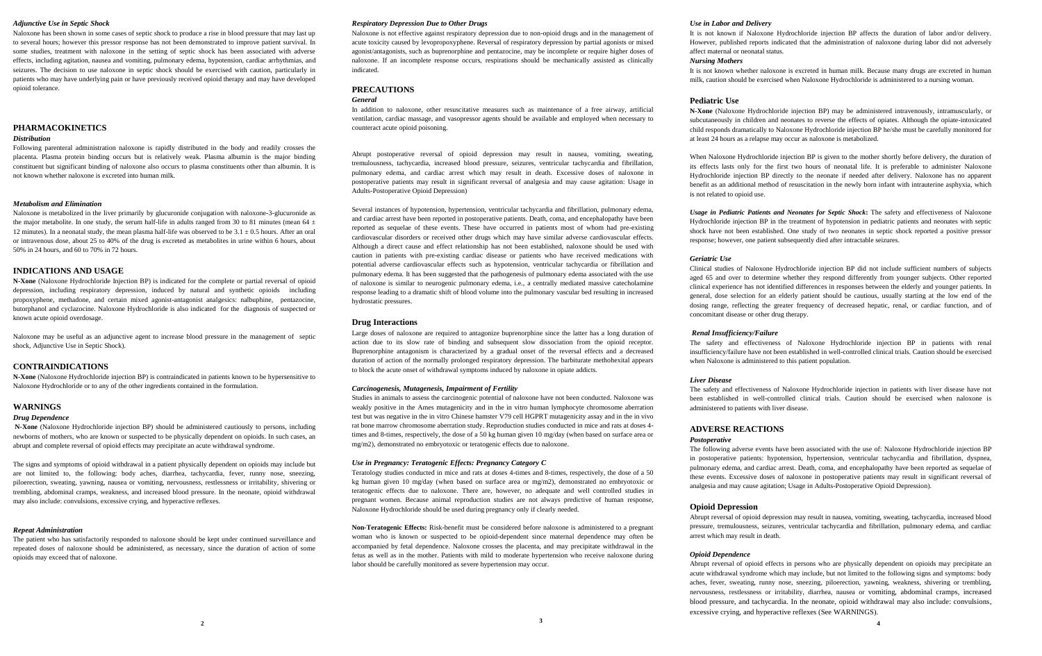### *Adjunctive Use in Septic Shock*

Naloxone has been shown in some cases of septic shock to produce a rise in blood pressure that may last up to several hours; however this pressor response has not been demonstrated to improve patient survival. In some studies, treatment with naloxone in the setting of septic shock has been associated with adverse effects, including agitation, nausea and vomiting, pulmonary edema, hypotension, cardiac arrhythmias, and seizures. The decision to use naloxone in septic shock should be exercised with caution, particularly in patients who may have underlying pain or have previously received opioid therapy and may have developed opioid tolerance.

## PHARMACOKINETICS

### *Distribution*

Following parenteral administration naloxone is rapidly distributed in the body and readily crosses the placenta. Plasma protein binding occurs but is relatively weak. Plasma albumin is the major binding constituent but significant binding of naloxone also occurs to plasma constituents other than albumin. It is not known whether naloxone is excreted into human milk.

### *Metabolism and Elimination*

Naloxone is metabolized in the liver primarily by glucuronide conjugation with naloxone-3-glucuronide as the major metabolite. In one study, the serum half-life in adults ranged from 30 to 81 minutes (mean 64 ± 12 minutes). In a neonatal study, the mean plasma half-life was observed to be 3.1 ± 0.5 hours. After an oral or intravenous dose, about 25 to 40% of the drug is excreted as metabolites in urine within 6 hours, about 50% in 24 hours, and 60 to 70% in 72 hours.

## INDICATIONS AND USAGE

**N-Xone** (Naloxone Hydrochloride Injection BP) is indicated for the complete or partial reversal of opioid depression, including respiratory depression, induced by natural and synthetic opioids including propoxyphene, methadone, and certain mixed agonist-antagonist analgesics: nalbuphine, pentazocine, butorphanol and cyclazocine. Naloxone Hydrochloride is also indicated for the diagnosis of suspected or known acute opioid overdosage.

Naloxone may be useful as an adjunctive agent to increase blood pressure in the management of septic shock, Adjunctive Use in Septic Shock).

## CONTRAINDICATIONS

**N-Xone** (Naloxone Hydrochloride injection BP) is contraindicated in patients known to be hypersensitive to Naloxone Hydrochloride or to any of the other ingredients contained in the formulation.

## WARNINGS

### *Drug Dependence*

**N-Xone** (Naloxone Hydrochloride injection BP) should be administered cautiously to persons, including newborns of mothers, who are known or suspected to be physically dependent on opioids. In such cases, an abrupt and complete reversal of opioid effects may precipitate an acute withdrawal syndrome.

The signs and symptoms of opioid withdrawal in a patient physically dependent on opioids may include but are not limited to, the following: body aches, diarrhea, tachycardia, fever, runny nose, sneezing, piloerection, sweating, yawning, nausea or vomiting, nervousness, restlessness or irritability, shivering or trembling, abdominal cramps, weakness, and increased blood pressure. In the neonate, opioid withdrawal may also include: convulsions, excessive crying, and hyperactive reflexes.

### *Repeat Administration*

The patient who has satisfactorily responded to naloxone should be kept under continued surveillance and repeated doses of naloxone should be administered, as necessary, since the duration of action of some opioids may exceed that of naloxone.

### *Respiratory Depression Due to Other Drugs*

Naloxone is not effective against respiratory depression due to non-opioid drugs and in the management of acute toxicity caused by levopropoxyphene. Reversal of respiratory depression by partial agonists or mixed agonist/antagonists, such as buprenorphine and pentazocine, may be incomplete or require higher doses of naloxone. If an incomplete response occurs, respirations should be mechanically assisted as clinically indicated.

## PRECAUTIONS

### *General*

In addition to naloxone, other resuscitative measures such as maintenance of a free airway, artificial ventilation, cardiac massage, and vasopressor agents should be available and employed when necessary to counteract acute opioid poisoning.

Abrupt postoperative reversal of opioid depression may result in nausea, vomiting, sweating, tremulousness, tachycardia, increased blood pressure, seizures, ventricular tachycardia and fibrillation, pulmonary edema, and cardiac arrest which may result in death. Excessive doses of naloxone in postoperative patients may result in significant reversal of analgesia and may cause agitation: Usage in Adults-Postoperative Opioid Depression)

Several instances of hypotension, hypertension, ventricular tachycardia and fibrillation, pulmonary edema, and cardiac arrest have been reported in postoperative patients. Death, coma, and encephalopathy have been reported as sequelae of these events. These have occurred in patients most of whom had pre-existing cardiovascular disorders or received other drugs which may have similar adverse cardiovascular effects. Although a direct cause and effect relationship has not been established, naloxone should be used with caution in patients with pre-existing cardiac disease or patients who have received medications with potential adverse cardiovascular effects such as hypotension, ventricular tachycardia or fibrillation and pulmonary edema. It has been suggested that the pathogenesis of pulmonary edema associated with the use of naloxone is similar to neurogenic pulmonary edema, i.e., a centrally mediated massive catecholamine response leading to a dramatic shift of blood volume into the pulmonary vascular bed resulting in increased hydrostatic pressures.

## Drug Interactions

Large doses of naloxone are required to antagonize buprenorphine since the latter has a long duration of action due to its slow rate of binding and subsequent slow dissociation from the opioid receptor. Buprenorphine antagonism is characterized by a gradual onset of the reversal effects and a decreased duration of action of the normally prolonged respiratory depression. The barbiturate methohexital appears to block the acute onset of withdrawal symptoms induced by naloxone in opiate addicts.

### *Carcinogenesis, Mutagenesis, Impairment of Fertility*

Studies in animals to assess the carcinogenic potential of naloxone have not been conducted. Naloxone was weakly positive in the Ames mutagenicity and in the in vitro human lymphocyte chromosome aberration test but was negative in the in vitro Chinese hamster V79 cell HGPRT mutagenicity assay and in the in vivo rat bone marrow chromosome aberration study. Reproduction studies conducted in mice and rats at doses 4-times and 8-times, respectively, the dose of a 50 kg human given 10 mg/day (when based on surface area or mg/m2), demonstrated no embryotoxic or teratogenic effects due to naloxone.

### *Use in Pregnancy: Teratogenic Effects: Pregnancy Category C*

Teratology studies conducted in mice and rats at doses 4-times and 8-times, respectively, the dose of a 50 kg human given 10 mg/day (when based on surface area or mg/m2), demonstrated no embryotoxic or teratogenic effects due to naloxone. There are, however, no adequate and well controlled studies in pregnant women. Because animal reproduction studies are not always predictive of human response, Naloxone Hydrochloride should be used during pregnancy only if clearly needed.

**Non-Teratogenic Effects:** Risk-benefit must be considered before naloxone is administered to a pregnant woman who is known or suspected to be opioid-dependent since maternal dependence may often be accompanied by fetal dependence. Naloxone crosses the placenta, and may precipitate withdrawal in the fetus as well as in the mother. Patients with mild to moderate hypertension who receive naloxone during labor should be carefully monitored as severe hypertension may occur.

### *Use in Labor and Delivery*

It is not known if Naloxone Hydrochloride injection BP affects the duration of labor and/or delivery. However, published reports indicated that the administration of naloxone during labor did not adversely affect maternal or neonatal status.

### *Nursing Mothers*

It is not known whether naloxone is excreted in human milk. Because many drugs are excreted in human milk, caution should be exercised when Naloxone Hydrochloride is administered to a nursing woman.

## Pediatric Use

**N-Xone** (Naloxone Hydrochloride injection BP) may be administered intravenously, intramuscularly, or subcutaneously in children and neonates to reverse the effects of opiates. Although the opiate-intoxicated child responds dramatically to Naloxone Hydrochloride injection BP he/she must be carefully monitored for at least 24 hours as a relapse may occur as naloxone is metabolized.

When Naloxone Hydrochloride injection BP is given to the mother shortly before delivery, the duration of its effects lasts only for the first two hours of neonatal life. It is preferable to administer Naloxone Hydrochloride injection BP directly to the neonate if needed after delivery. Naloxone has no apparent benefit as an additional method of resuscitation in the newly born infant with intrauterine asphyxia, which is not related to opioid use.

***Usage in Pediatric Patients and Neonates for Septic Shock:*** The safety and effectiveness of Naloxone Hydrochloride injection BP in the treatment of hypotension in pediatric patients and neonates with septic shock have not been established. One study of two neonates in septic shock reported a positive pressor response; however, one patient subsequently died after intractable seizures.

### *Geriatric Use*

Clinical studies of Naloxone Hydrochloride injection BP did not include sufficient numbers of subjects aged 65 and over to determine whether they respond differently from younger subjects. Other reported clinical experience has not identified differences in responses between the elderly and younger patients. In general, dose selection for an elderly patient should be cautious, usually starting at the low end of the dosing range, reflecting the greater frequency of decreased hepatic, renal, or cardiac function, and of concomitant disease or other drug therapy.

### *Renal Insufficiency/Failure*

The safety and effectiveness of Naloxone Hydrochloride injection BP in patients with renal insufficiency/failure have not been established in well-controlled clinical trials. Caution should be exercised when Naloxone is administered to this patient population.

### *Liver Disease*

The safety and effectiveness of Naloxone Hydrochloride injection in patients with liver disease have not been established in well-controlled clinical trials. Caution should be exercised when naloxone is administered to patients with liver disease.

## ADVERSE REACTIONS

### *Postoperative*

The following adverse events have been associated with the use of: Naloxone Hydrochloride injection BP in postoperative patients: hypotension, hypertension, ventricular tachycardia and fibrillation, dyspnea, pulmonary edema, and cardiac arrest. Death, coma, and encephalopathy have been reported as sequelae of these events. Excessive doses of naloxone in postoperative patients may result in significant reversal of analgesia and may cause agitation; Usage in Adults-Postoperative Opioid Depression).

## Opioid Depression

Abrupt reversal of opioid depression may result in nausea, vomiting, sweating, tachycardia, increased blood pressure, tremulousness, seizures, ventricular tachycardia and fibrillation, pulmonary edema, and cardiac arrest which may result in death.

### *Opioid Dependence*

Abrupt reversal of opioid effects in persons who are physically dependent on opioids may precipitate an acute withdrawal syndrome which may include, but not limited to the following signs and symptoms: body aches, fever, sweating, runny nose, sneezing, piloerection, yawning, weakness, shivering or trembling, nervousness, restlessness or irritability, diarrhea, nausea or vomiting, abdominal cramps, increased blood pressure, and tachycardia. In the neonate, opioid withdrawal may also include: convulsions, excessive crying, and hyperactive reflexes (See WARNINGS).